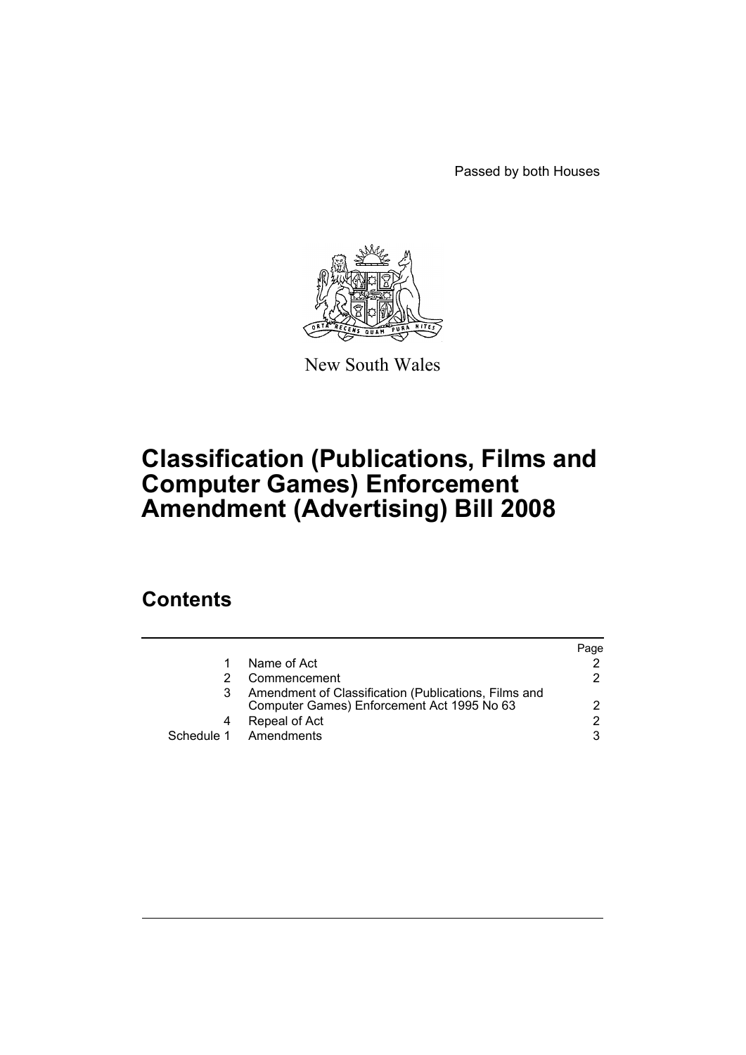Passed by both Houses

New South Wales

# Classification (Publications, Films and Computer Games) Enforcement Amendment (Advertising) Bill 2008

## Contents

| | | Page |
|---|---|---|
| 1 | Name of Act | 2 |
| 2 | Commencement | 2 |
| 3 | Amendment of Classification (Publications, Films and Computer Games) Enforcement Act 1995 No 63 | 2 |
| 4 | Repeal of Act | 2 |
| Schedule 1 | Amendments | 3 |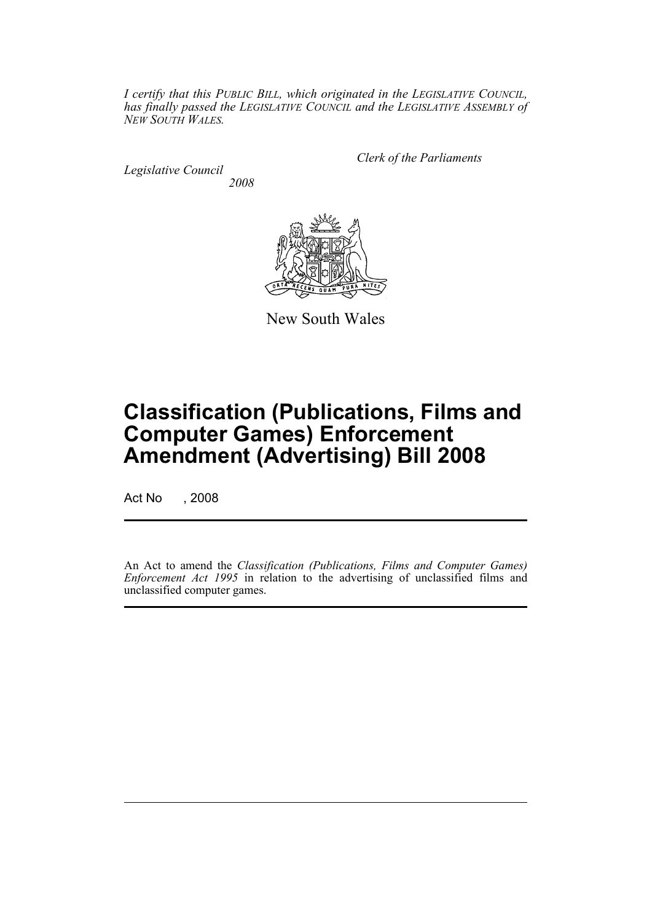*I certify that this PUBLIC BILL, which originated in the LEGISLATIVE COUNCIL, has finally passed the LEGISLATIVE COUNCIL and the LEGISLATIVE ASSEMBLY of NEW SOUTH WALES.*

*Clerk of the Parliaments*

*Legislative Council*
*2008*

New South Wales

# Classification (Publications, Films and Computer Games) Enforcement Amendment (Advertising) Bill 2008

Act No , 2008

An Act to amend the *Classification (Publications, Films and Computer Games) Enforcement Act 1995* in relation to the advertising of unclassified films and unclassified computer games.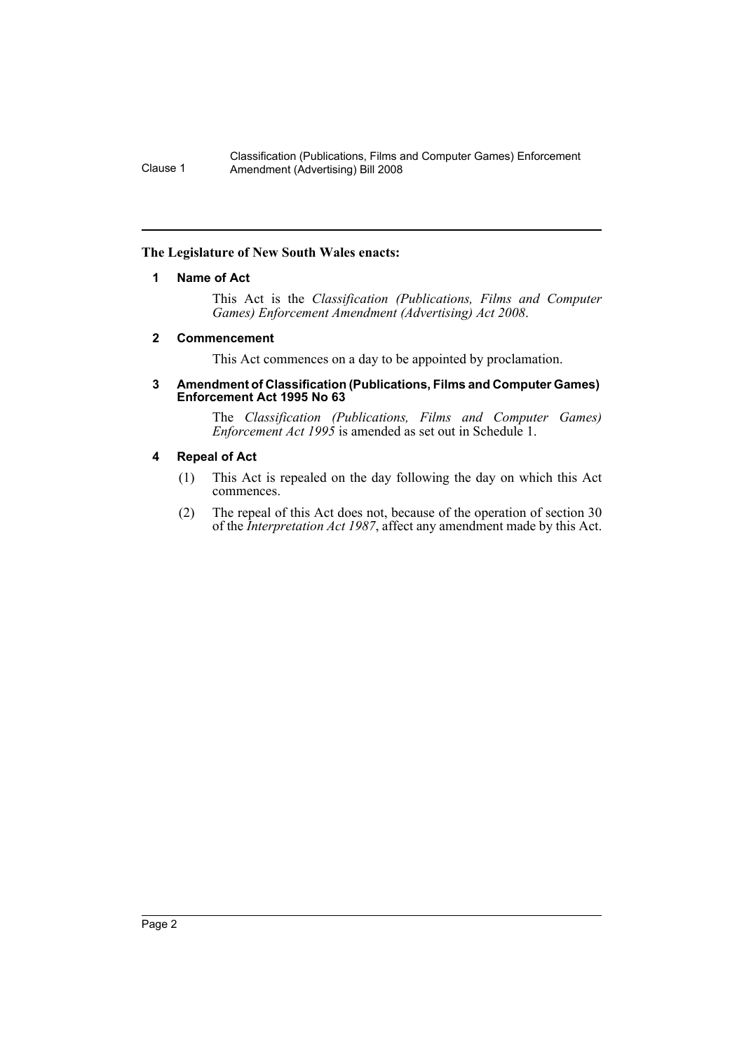**The Legislature of New South Wales enacts:**

**1 Name of Act**

This Act is the *Classification (Publications, Films and Computer Games) Enforcement Amendment (Advertising) Act 2008*.

**2 Commencement**

This Act commences on a day to be appointed by proclamation.

**3 Amendment of Classification (Publications, Films and Computer Games) Enforcement Act 1995 No 63**

The *Classification (Publications, Films and Computer Games) Enforcement Act 1995* is amended as set out in Schedule 1.

**4 Repeal of Act**

(1) This Act is repealed on the day following the day on which this Act commences.

(2) The repeal of this Act does not, because of the operation of section 30 of the *Interpretation Act 1987*, affect any amendment made by this Act.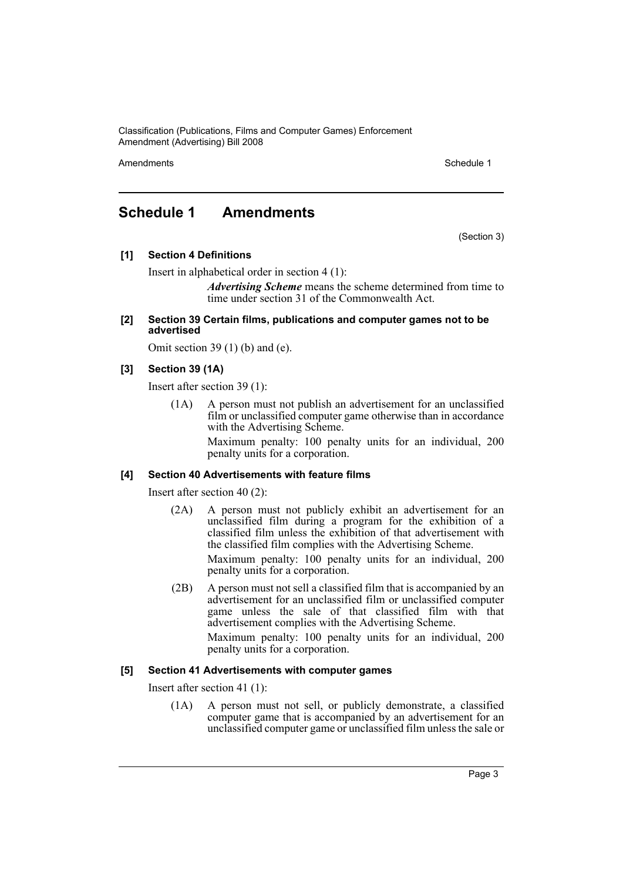## Schedule 1 Amendments

(Section 3)

**[1] Section 4 Definitions**

Insert in alphabetical order in section 4 (1):

> ***Advertising Scheme*** means the scheme determined from time to time under section 31 of the Commonwealth Act.

**[2] Section 39 Certain films, publications and computer games not to be advertised**

Omit section 39 (1) (b) and (e).

**[3] Section 39 (1A)**

Insert after section 39 (1):

> (1A) A person must not publish an advertisement for an unclassified film or unclassified computer game otherwise than in accordance with the Advertising Scheme.
>
> Maximum penalty: 100 penalty units for an individual, 200 penalty units for a corporation.

**[4] Section 40 Advertisements with feature films**

Insert after section 40 (2):

> (2A) A person must not publicly exhibit an advertisement for an unclassified film during a program for the exhibition of a classified film unless the exhibition of that advertisement with the classified film complies with the Advertising Scheme.
>
> Maximum penalty: 100 penalty units for an individual, 200 penalty units for a corporation.
>
> (2B) A person must not sell a classified film that is accompanied by an advertisement for an unclassified film or unclassified computer game unless the sale of that classified film with that advertisement complies with the Advertising Scheme.
>
> Maximum penalty: 100 penalty units for an individual, 200 penalty units for a corporation.

**[5] Section 41 Advertisements with computer games**

Insert after section 41 (1):

> (1A) A person must not sell, or publicly demonstrate, a classified computer game that is accompanied by an advertisement for an unclassified computer game or unclassified film unless the sale or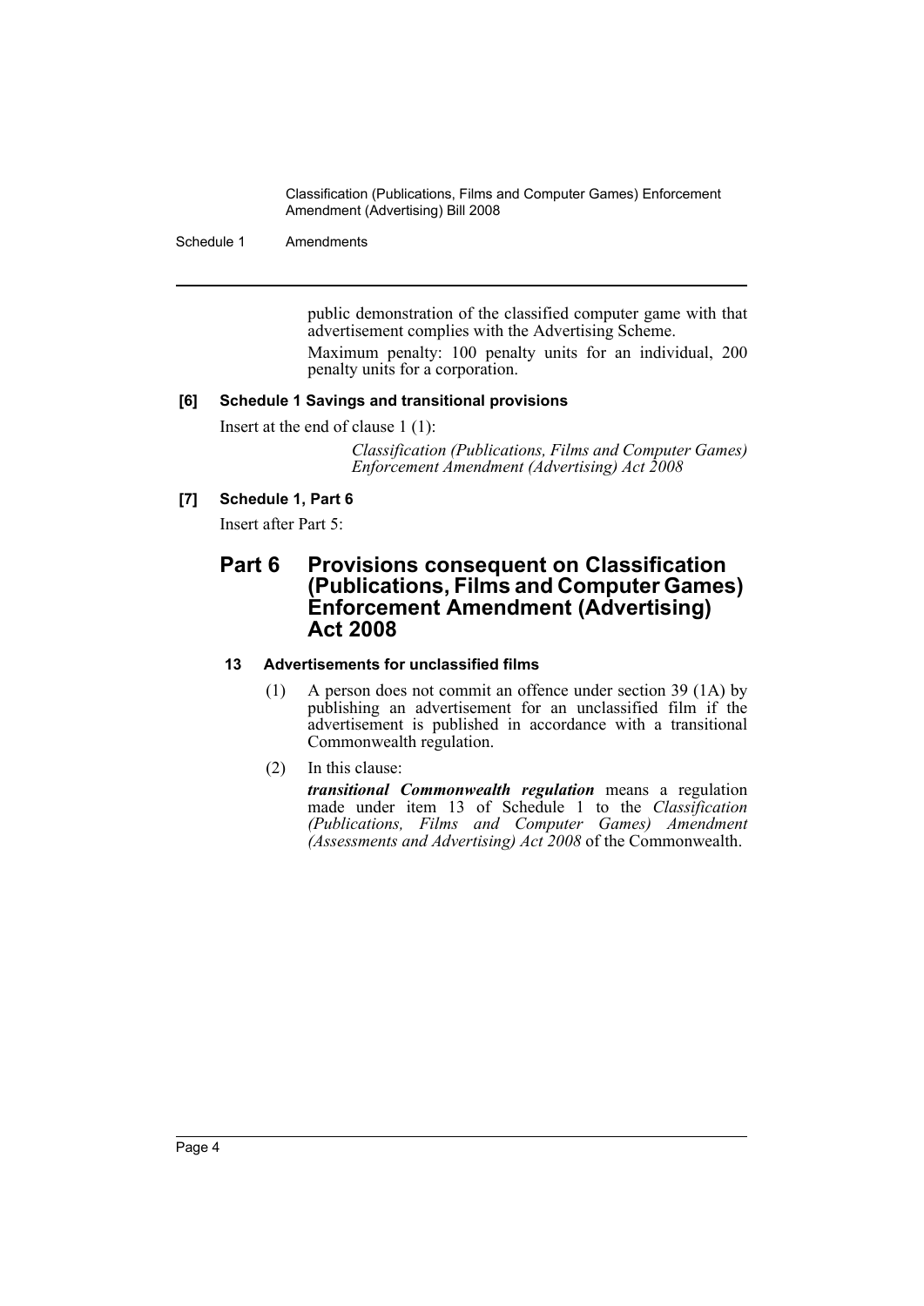public demonstration of the classified computer game with that advertisement complies with the Advertising Scheme.

Maximum penalty: 100 penalty units for an individual, 200 penalty units for a corporation.

**[6] Schedule 1 Savings and transitional provisions**

Insert at the end of clause 1 (1):

*Classification (Publications, Films and Computer Games) Enforcement Amendment (Advertising) Act 2008*

**[7] Schedule 1, Part 6**

Insert after Part 5:

## Part 6 Provisions consequent on Classification (Publications, Films and Computer Games) Enforcement Amendment (Advertising) Act 2008

### 13 Advertisements for unclassified films

(1) A person does not commit an offence under section 39 (1A) by publishing an advertisement for an unclassified film if the advertisement is published in accordance with a transitional Commonwealth regulation.

(2) In this clause:

***transitional Commonwealth regulation*** means a regulation made under item 13 of Schedule 1 to the *Classification (Publications, Films and Computer Games) Amendment (Assessments and Advertising) Act 2008* of the Commonwealth.